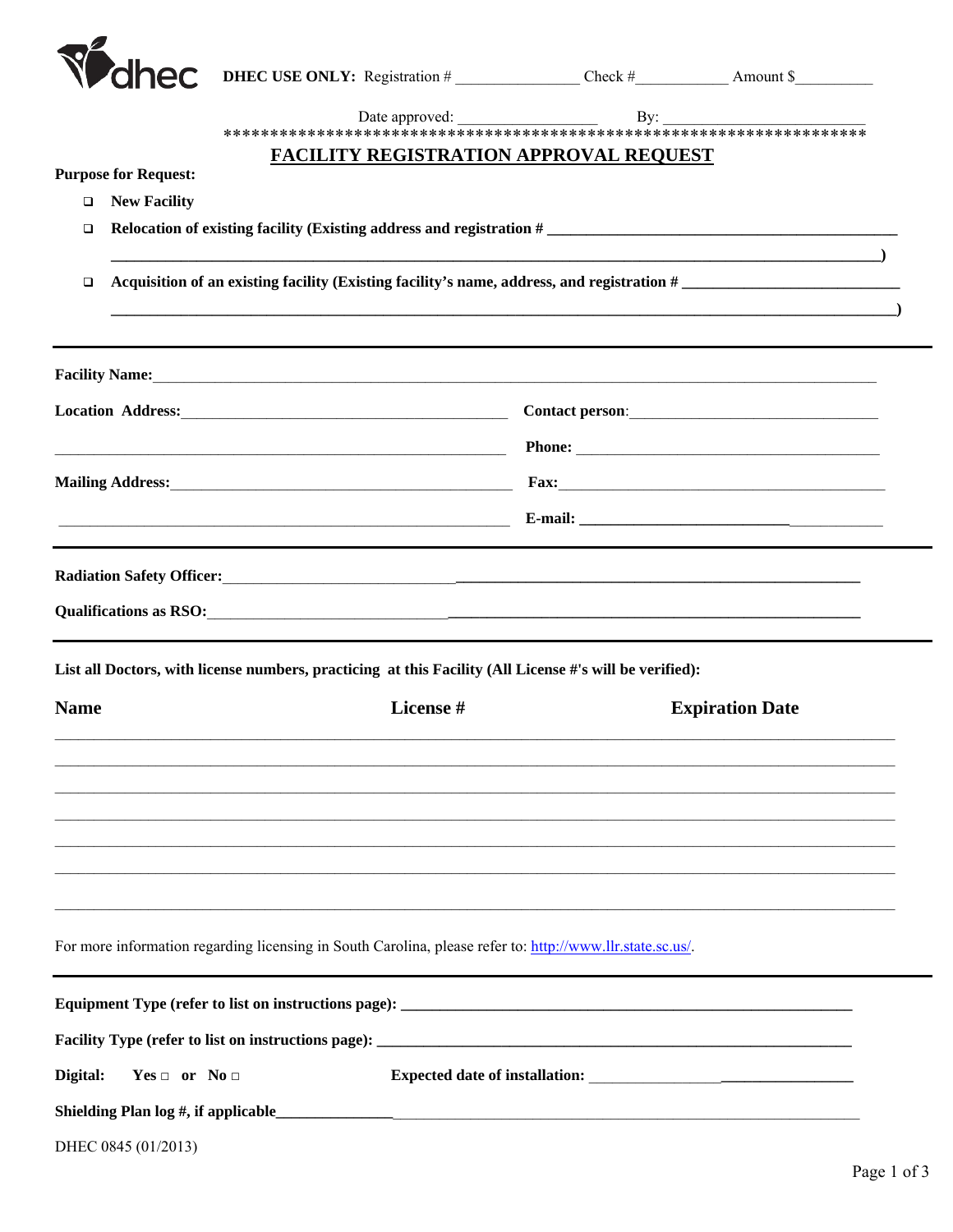dhec **DHEC USE ONLY:** Registration # _______________ Check #___________ Amount $_________

Date approved: _________________ By: _________________________

*******************************************************************

# FACILITY REGISTRATION APPROVAL REQUEST

**Purpose for Request:**

- ❑ **New Facility**
- ❑ **Relocation of existing facility (Existing address and registration # ____________________________________________ ____________________________________________)**
- ❑ **Acquisition of an existing facility (Existing facility's name, address, and registration # ____________________________ ____________________________________________)**

---

**Facility Name:**_______________________________________________________________________________

**Location Address:**__________________________________________ **Contact person**:_______________________________

_________________________________________________________ **Phone:** _______________________________________

**Mailing Address:**__________________________________________ **Fax:**__________________________________________

_________________________________________________________ **E-mail:** _______________________________________

---

**Radiation Safety Officer:**_________________________________________________________________________

**Qualifications as RSO:**___________________________________________________________________________

---

**List all Doctors, with license numbers, practicing at this Facility (All License #'s will be verified):**

| Name | License # | Expiration Date |
|---|---|---|
| | | |
| | | |
| | | |
| | | |
| | | |
| | | |
| | | |

For more information regarding licensing in South Carolina, please refer to: http://www.llr.state.sc.us/.

---

**Equipment Type (refer to list on instructions page):** _____________________________________________________

**Facility Type (refer to list on instructions page):** _______________________________________________________

**Digital:** **Yes □ or No □** **Expected date of installation:** _________________________________

**Shielding Plan log #, if applicable**_____________________________________________________________

DHEC 0845 (01/2013)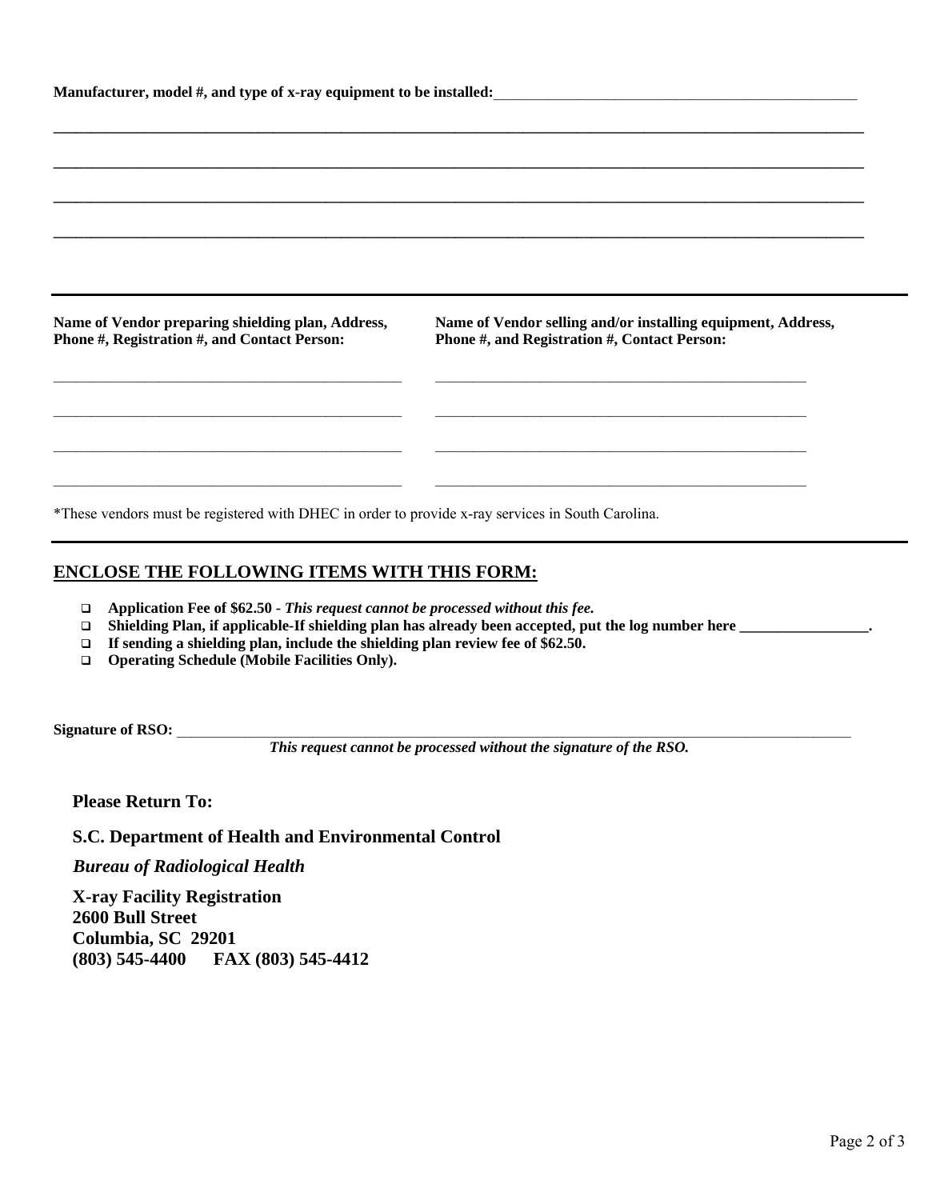**Manufacturer, model #, and type of x-ray equipment to be installed:**___________________________________________________

_______________________________________________________________________________________________

_______________________________________________________________________________________________

_______________________________________________________________________________________________

_______________________________________________________________________________________________

| **Name of Vendor preparing shielding plan, Address, Phone #, Registration #, and Contact Person:** | **Name of Vendor selling and/or installing equipment, Address, Phone #, and Registration #, Contact Person:** |
|---|---|
| _______________________________________________ | _______________________________________________ |
| _______________________________________________ | _______________________________________________ |
| _______________________________________________ | _______________________________________________ |
| _______________________________________________ | _______________________________________________ |

*These vendors must be registered with DHEC in order to provide x-ray services in South Carolina.

## ENCLOSE THE FOLLOWING ITEMS WITH THIS FORM:

- ❑ **Application Fee of $62.50** - ***This request cannot be processed without this fee.***
- ❑ **Shielding Plan, if applicable-If shielding plan has already been accepted, put the log number here _________________.**
- ❑ **If sending a shielding plan, include the shielding plan review fee of $62.50.**
- ❑ **Operating Schedule (Mobile Facilities Only).**

**Signature of RSO:** _____________________________________________________________________________

***This request cannot be processed without the signature of the RSO.***

**Please Return To:**

**S.C. Department of Health and Environmental Control**

***Bureau of Radiological Health***

**X-ray Facility Registration**
**2600 Bull Street**
**Columbia, SC 29201**
**(803) 545-4400 FAX (803) 545-4412**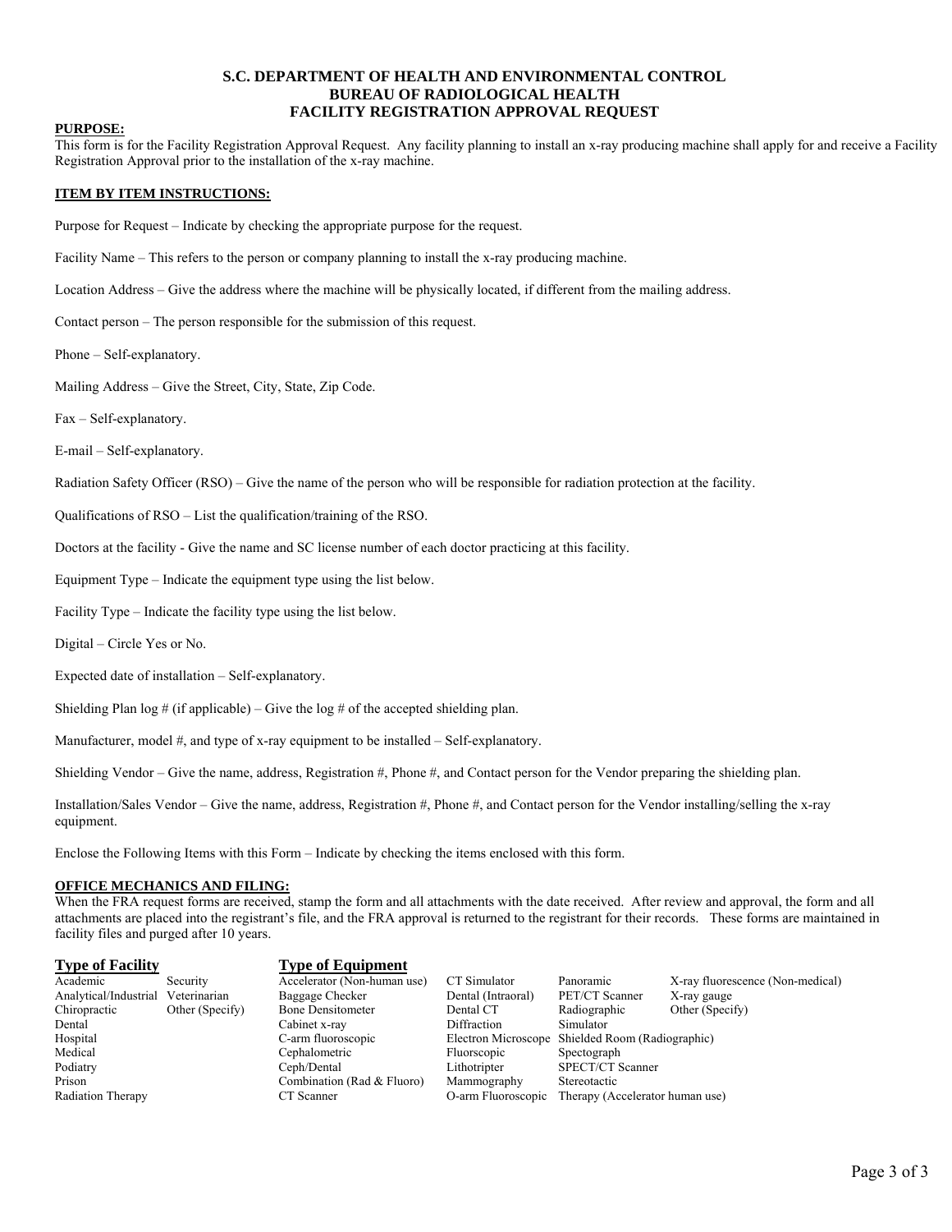# S.C. DEPARTMENT OF HEALTH AND ENVIRONMENTAL CONTROL
# BUREAU OF RADIOLOGICAL HEALTH
# FACILITY REGISTRATION APPROVAL REQUEST

**PURPOSE:**

This form is for the Facility Registration Approval Request. Any facility planning to install an x-ray producing machine shall apply for and receive a Facility Registration Approval prior to the installation of the x-ray machine.

**ITEM BY ITEM INSTRUCTIONS:**

Purpose for Request – Indicate by checking the appropriate purpose for the request.

Facility Name – This refers to the person or company planning to install the x-ray producing machine.

Location Address – Give the address where the machine will be physically located, if different from the mailing address.

Contact person – The person responsible for the submission of this request.

Phone – Self-explanatory.

Mailing Address – Give the Street, City, State, Zip Code.

Fax – Self-explanatory.

E-mail – Self-explanatory.

Radiation Safety Officer (RSO) – Give the name of the person who will be responsible for radiation protection at the facility.

Qualifications of RSO – List the qualification/training of the RSO.

Doctors at the facility - Give the name and SC license number of each doctor practicing at this facility.

Equipment Type – Indicate the equipment type using the list below.

Facility Type – Indicate the facility type using the list below.

Digital – Circle Yes or No.

Expected date of installation – Self-explanatory.

Shielding Plan log # (if applicable) – Give the log # of the accepted shielding plan.

Manufacturer, model #, and type of x-ray equipment to be installed – Self-explanatory.

Shielding Vendor – Give the name, address, Registration #, Phone #, and Contact person for the Vendor preparing the shielding plan.

Installation/Sales Vendor – Give the name, address, Registration #, Phone #, and Contact person for the Vendor installing/selling the x-ray equipment.

Enclose the Following Items with this Form – Indicate by checking the items enclosed with this form.

**OFFICE MECHANICS AND FILING:**

When the FRA request forms are received, stamp the form and all attachments with the date received. After review and approval, the form and all attachments are placed into the registrant's file, and the FRA approval is returned to the registrant for their records. These forms are maintained in facility files and purged after 10 years.

## Type of Facility

| | |
|---|---|
| Academic | Security |
| Analytical/Industrial | Veterinarian |
| Chiropractic | Other (Specify) |
| Dental | |
| Hospital | |
| Medical | |
| Podiatry | |
| Prison | |
| Radiation Therapy | |

## Type of Equipment

| | | | |
|---|---|---|---|
| Accelerator (Non-human use) | CT Simulator | Panoramic | X-ray fluorescence (Non-medical) |
| Baggage Checker | Dental (Intraoral) | PET/CT Scanner | X-ray gauge |
| Bone Densitometer | Dental CT | Radiographic | Other (Specify) |
| Cabinet x-ray | Diffraction | Simulator | |
| C-arm fluoroscopic | Electron Microscope | Shielded Room (Radiographic) | |
| Cephalometric | Fluorscopic | Spectograph | |
| Ceph/Dental | Lithotripter | SPECT/CT Scanner | |
| Combination (Rad & Fluoro) | Mammography | Stereotactic | |
| CT Scanner | O-arm Fluoroscopic | Therapy (Accelerator human use) | |